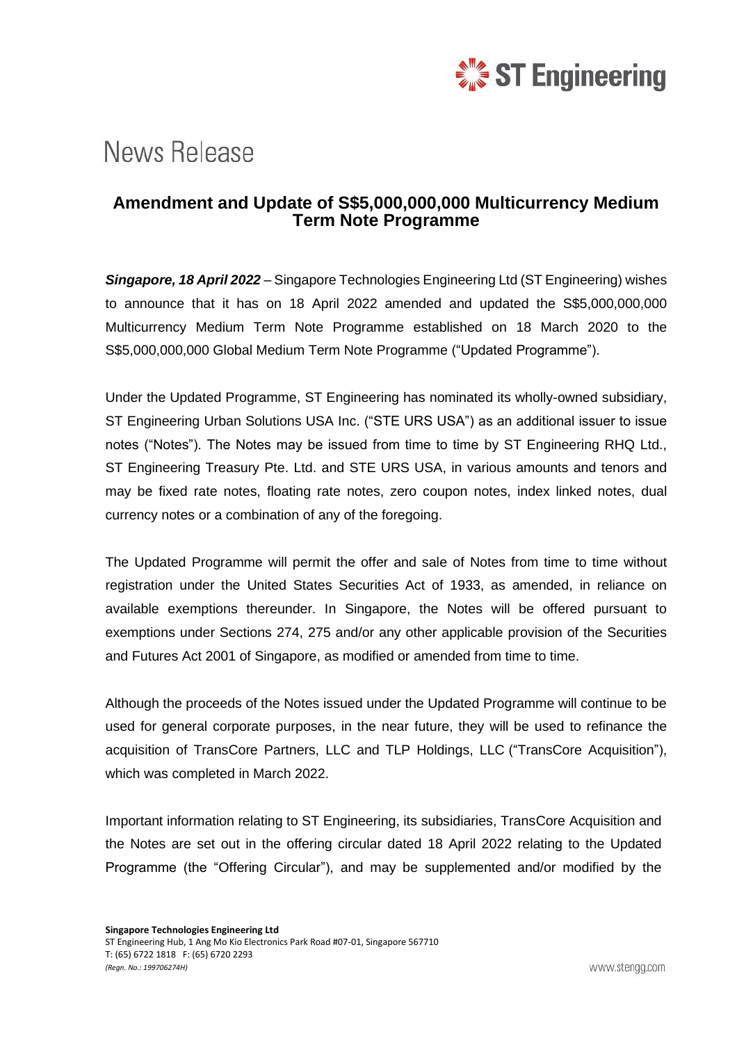# News Release

## Amendment and Update of S$5,000,000,000 Multicurrency Medium Term Note Programme

***Singapore, 18 April 2022*** – Singapore Technologies Engineering Ltd (ST Engineering) wishes to announce that it has on 18 April 2022 amended and updated the S$5,000,000,000 Multicurrency Medium Term Note Programme established on 18 March 2020 to the S$5,000,000,000 Global Medium Term Note Programme ("Updated Programme").

Under the Updated Programme, ST Engineering has nominated its wholly-owned subsidiary, ST Engineering Urban Solutions USA Inc. ("STE URS USA") as an additional issuer to issue notes ("Notes"). The Notes may be issued from time to time by ST Engineering RHQ Ltd., ST Engineering Treasury Pte. Ltd. and STE URS USA, in various amounts and tenors and may be fixed rate notes, floating rate notes, zero coupon notes, index linked notes, dual currency notes or a combination of any of the foregoing.

The Updated Programme will permit the offer and sale of Notes from time to time without registration under the United States Securities Act of 1933, as amended, in reliance on available exemptions thereunder. In Singapore, the Notes will be offered pursuant to exemptions under Sections 274, 275 and/or any other applicable provision of the Securities and Futures Act 2001 of Singapore, as modified or amended from time to time.

Although the proceeds of the Notes issued under the Updated Programme will continue to be used for general corporate purposes, in the near future, they will be used to refinance the acquisition of TransCore Partners, LLC and TLP Holdings, LLC ("TransCore Acquisition"), which was completed in March 2022.

Important information relating to ST Engineering, its subsidiaries, TransCore Acquisition and the Notes are set out in the offering circular dated 18 April 2022 relating to the Updated Programme (the "Offering Circular"), and may be supplemented and/or modified by the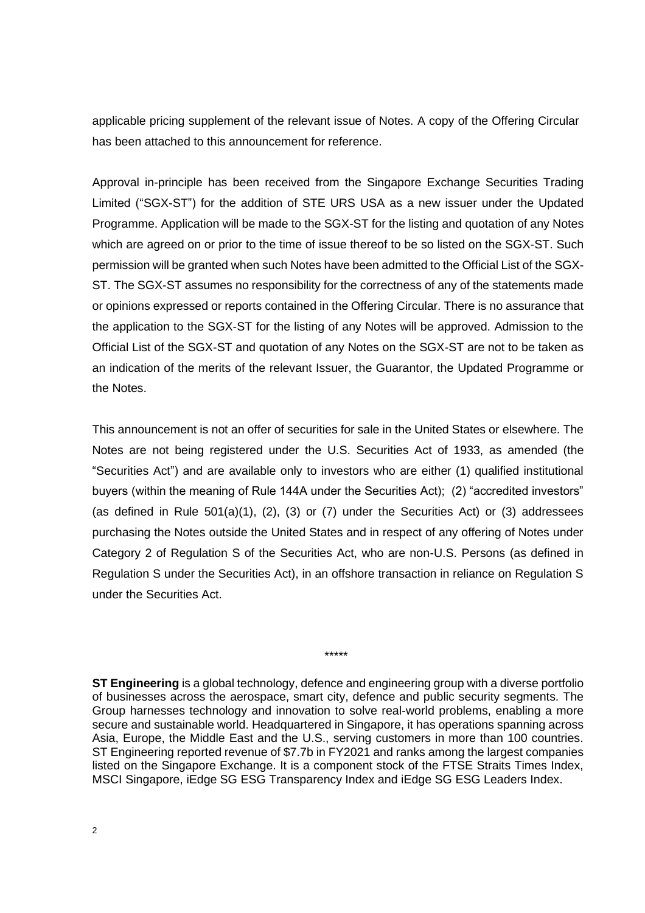applicable pricing supplement of the relevant issue of Notes. A copy of the Offering Circular has been attached to this announcement for reference.

Approval in-principle has been received from the Singapore Exchange Securities Trading Limited ("SGX-ST") for the addition of STE URS USA as a new issuer under the Updated Programme. Application will be made to the SGX-ST for the listing and quotation of any Notes which are agreed on or prior to the time of issue thereof to be so listed on the SGX-ST. Such permission will be granted when such Notes have been admitted to the Official List of the SGX-ST. The SGX-ST assumes no responsibility for the correctness of any of the statements made or opinions expressed or reports contained in the Offering Circular. There is no assurance that the application to the SGX-ST for the listing of any Notes will be approved. Admission to the Official List of the SGX-ST and quotation of any Notes on the SGX-ST are not to be taken as an indication of the merits of the relevant Issuer, the Guarantor, the Updated Programme or the Notes.

This announcement is not an offer of securities for sale in the United States or elsewhere. The Notes are not being registered under the U.S. Securities Act of 1933, as amended (the "Securities Act") and are available only to investors who are either (1) qualified institutional buyers (within the meaning of Rule 144A under the Securities Act); (2) "accredited investors" (as defined in Rule 501(a)(1), (2), (3) or (7) under the Securities Act) or (3) addressees purchasing the Notes outside the United States and in respect of any offering of Notes under Category 2 of Regulation S of the Securities Act, who are non-U.S. Persons (as defined in Regulation S under the Securities Act), in an offshore transaction in reliance on Regulation S under the Securities Act.

*****

**ST Engineering** is a global technology, defence and engineering group with a diverse portfolio of businesses across the aerospace, smart city, defence and public security segments. The Group harnesses technology and innovation to solve real-world problems, enabling a more secure and sustainable world. Headquartered in Singapore, it has operations spanning across Asia, Europe, the Middle East and the U.S., serving customers in more than 100 countries. ST Engineering reported revenue of $7.7b in FY2021 and ranks among the largest companies listed on the Singapore Exchange. It is a component stock of the FTSE Straits Times Index, MSCI Singapore, iEdge SG ESG Transparency Index and iEdge SG ESG Leaders Index.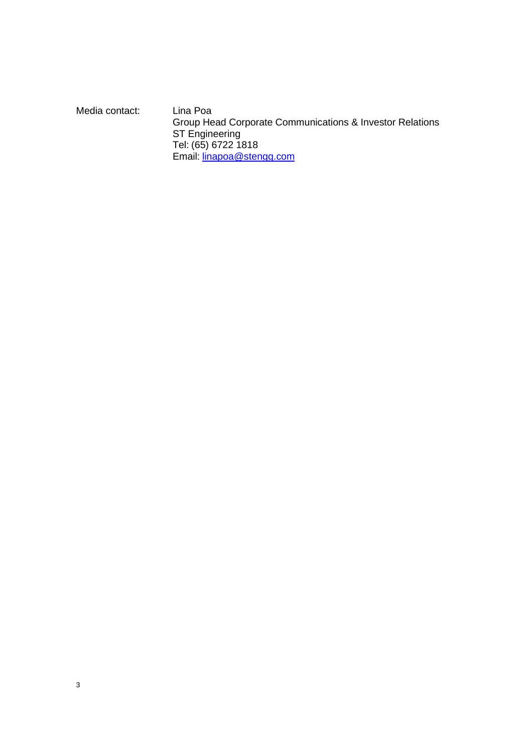Media contact: Lina Poa
Group Head Corporate Communications & Investor Relations
ST Engineering
Tel: (65) 6722 1818
Email: [linapoa@stengg.com](mailto:linapoa@stengg.com)